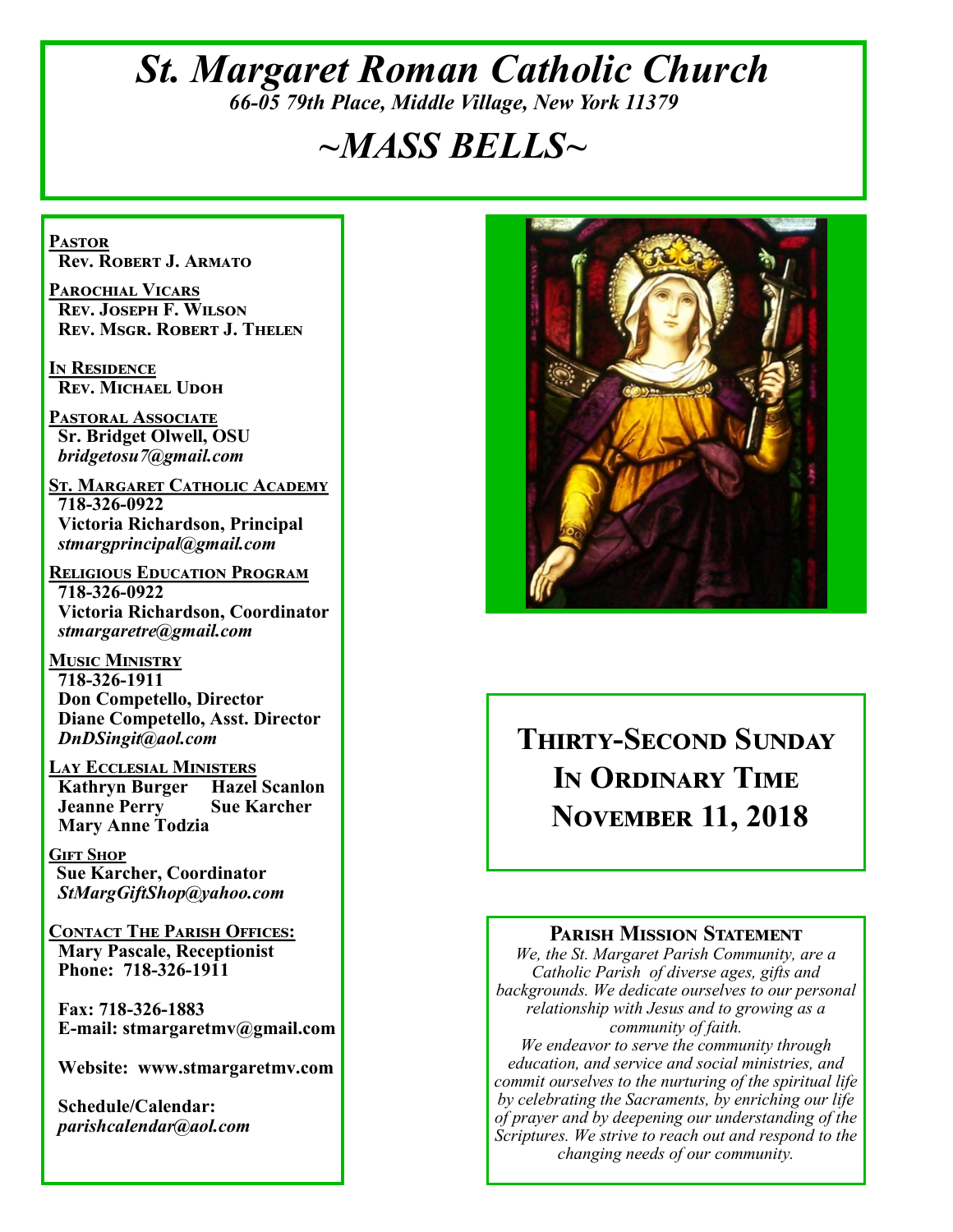# *St. Margaret Roman Catholic Church*

*66-05 79th Place, Middle Village, New York 11379*

# *~MASS BELLS~*

**PASTOR**
**Rev. Robert J. Armato**

**PAROCHIAL VICARS**
**Rev. Joseph F. Wilson**
**Rev. Msgr. Robert J. Thelen**

**IN RESIDENCE**
**Rev. Michael Udoh**

**PASTORAL ASSOCIATE**
**Sr. Bridget Olwell, OSU**
*bridgetosu7@gmail.com*

**ST. MARGARET CATHOLIC ACADEMY**
**718-326-0922**
**Victoria Richardson, Principal**
*stmargprincipal@gmail.com*

**RELIGIOUS EDUCATION PROGRAM**
**718-326-0922**
**Victoria Richardson, Coordinator**
*stmargaretre@gmail.com*

**MUSIC MINISTRY**
**718-326-1911**
**Don Competello, Director**
**Diane Competello, Asst. Director**
*DnDSingit@aol.com*

**LAY ECCLESIAL MINISTERS**
**Kathryn Burger  Hazel Scanlon**
**Jeanne Perry  Sue Karcher**
**Mary Anne Todzia**

**GIFT SHOP**
**Sue Karcher, Coordinator**
*StMargGiftShop@yahoo.com*

**CONTACT THE PARISH OFFICES:**
**Mary Pascale, Receptionist**
**Phone: 718-326-1911**

**Fax: 718-326-1883**
**E-mail: stmargaretmv@gmail.com**

**Website: www.stmargaretmv.com**

**Schedule/Calendar:**
*parishcalendar@aol.com*

## Thirty-Second Sunday In Ordinary Time November 11, 2018

### Parish Mission Statement

*We, the St. Margaret Parish Community, are a Catholic Parish of diverse ages, gifts and backgrounds. We dedicate ourselves to our personal relationship with Jesus and to growing as a community of faith.*
*We endeavor to serve the community through education, and service and social ministries, and commit ourselves to the nurturing of the spiritual life by celebrating the Sacraments, by enriching our life of prayer and by deepening our understanding of the Scriptures. We strive to reach out and respond to the changing needs of our community.*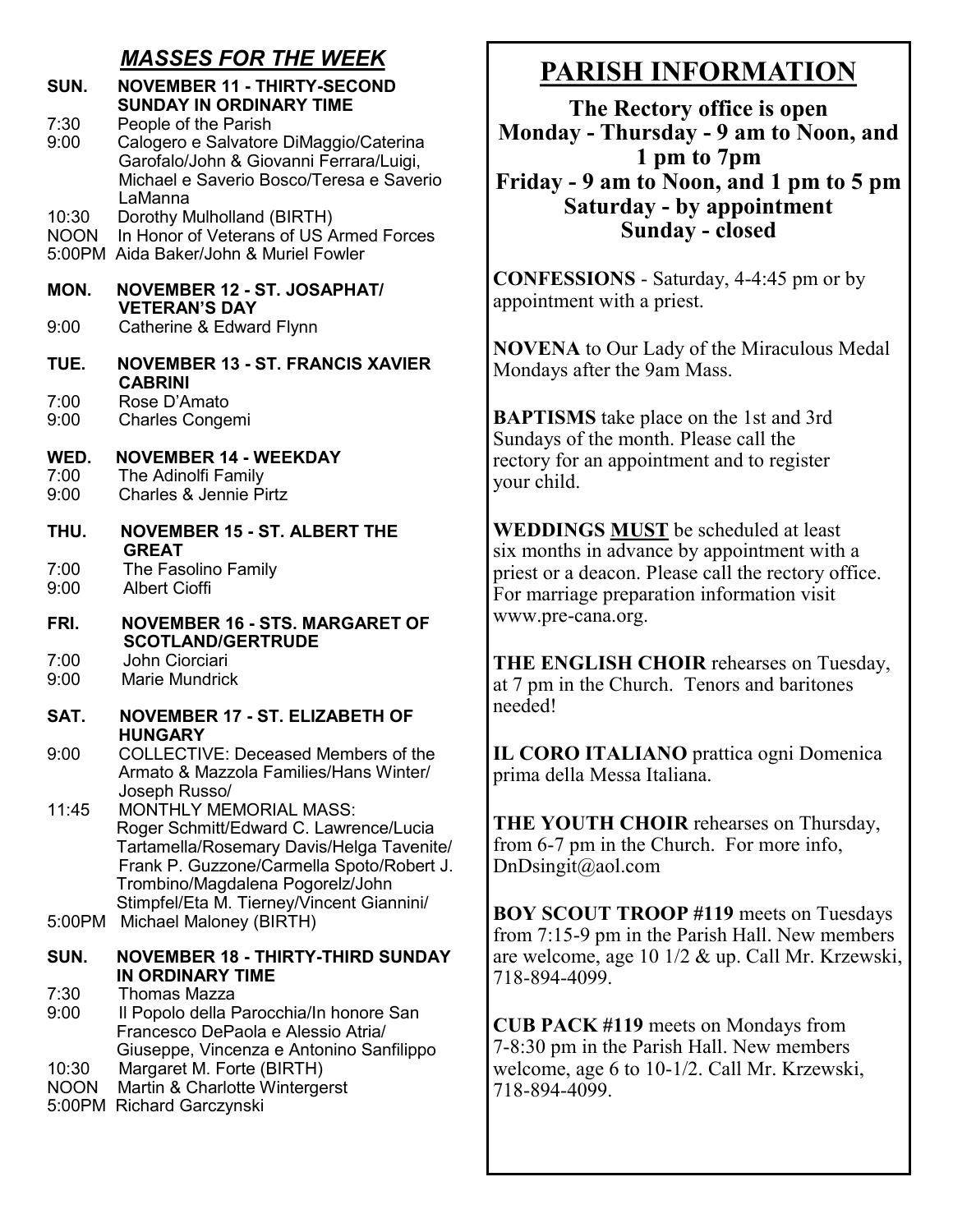## *MASSES FOR THE WEEK*

**SUN. NOVEMBER 11 - THIRTY-SECOND SUNDAY IN ORDINARY TIME**

7:30 People of the Parish
9:00 Calogero e Salvatore DiMaggio/Caterina Garofalo/John & Giovanni Ferrara/Luigi, Michael e Saverio Bosco/Teresa e Saverio LaManna
10:30 Dorothy Mulholland (BIRTH)
NOON In Honor of Veterans of US Armed Forces
5:00PM Aida Baker/John & Muriel Fowler

**MON. NOVEMBER 12 - ST. JOSAPHAT/ VETERAN'S DAY**

9:00 Catherine & Edward Flynn

**TUE. NOVEMBER 13 - ST. FRANCIS XAVIER CABRINI**

7:00 Rose D'Amato
9:00 Charles Congemi

**WED. NOVEMBER 14 - WEEKDAY**

7:00 The Adinolfi Family
9:00 Charles & Jennie Pirtz

**THU. NOVEMBER 15 - ST. ALBERT THE GREAT**

7:00 The Fasolino Family
9:00 Albert Cioffi

**FRI. NOVEMBER 16 - STS. MARGARET OF SCOTLAND/GERTRUDE**

7:00 John Ciorciari
9:00 Marie Mundrick

**SAT. NOVEMBER 17 - ST. ELIZABETH OF HUNGARY**

9:00 COLLECTIVE: Deceased Members of the Armato & Mazzola Families/Hans Winter/ Joseph Russo/
11:45 MONTHLY MEMORIAL MASS: Roger Schmitt/Edward C. Lawrence/Lucia Tartamella/Rosemary Davis/Helga Tavenite/ Frank P. Guzzone/Carmella Spoto/Robert J. Trombino/Magdalena Pogorelz/John Stimpfel/Eta M. Tierney/Vincent Giannini/
5:00PM Michael Maloney (BIRTH)

**SUN. NOVEMBER 18 - THIRTY-THIRD SUNDAY IN ORDINARY TIME**

7:30 Thomas Mazza
9:00 Il Popolo della Parocchia/In honore San Francesco DePaola e Alessio Atria/ Giuseppe, Vincenza e Antonino Sanfilippo
10:30 Margaret M. Forte (BIRTH)
NOON Martin & Charlotte Wintergerst
5:00PM Richard Garczynski

# PARISH INFORMATION

**The Rectory office is open**
**Monday - Thursday - 9 am to Noon, and 1 pm to 7pm**
**Friday - 9 am to Noon, and 1 pm to 5 pm**
**Saturday - by appointment**
**Sunday - closed**

**CONFESSIONS** - Saturday, 4-4:45 pm or by appointment with a priest.

**NOVENA** to Our Lady of the Miraculous Medal Mondays after the 9am Mass.

**BAPTISMS** take place on the 1st and 3rd Sundays of the month. Please call the rectory for an appointment and to register your child.

**WEDDINGS <u>MUST</u>** be scheduled at least six months in advance by appointment with a priest or a deacon. Please call the rectory office. For marriage preparation information visit www.pre-cana.org.

**THE ENGLISH CHOIR** rehearses on Tuesday, at 7 pm in the Church. Tenors and baritones needed!

**IL CORO ITALIANO** prattica ogni Domenica prima della Messa Italiana.

**THE YOUTH CHOIR** rehearses on Thursday, from 6-7 pm in the Church. For more info, DnDsingit@aol.com

**BOY SCOUT TROOP #119** meets on Tuesdays from 7:15-9 pm in the Parish Hall. New members are welcome, age 10 1/2 & up. Call Mr. Krzewski, 718-894-4099.

**CUB PACK #119** meets on Mondays from 7-8:30 pm in the Parish Hall. New members welcome, age 6 to 10-1/2. Call Mr. Krzewski, 718-894-4099.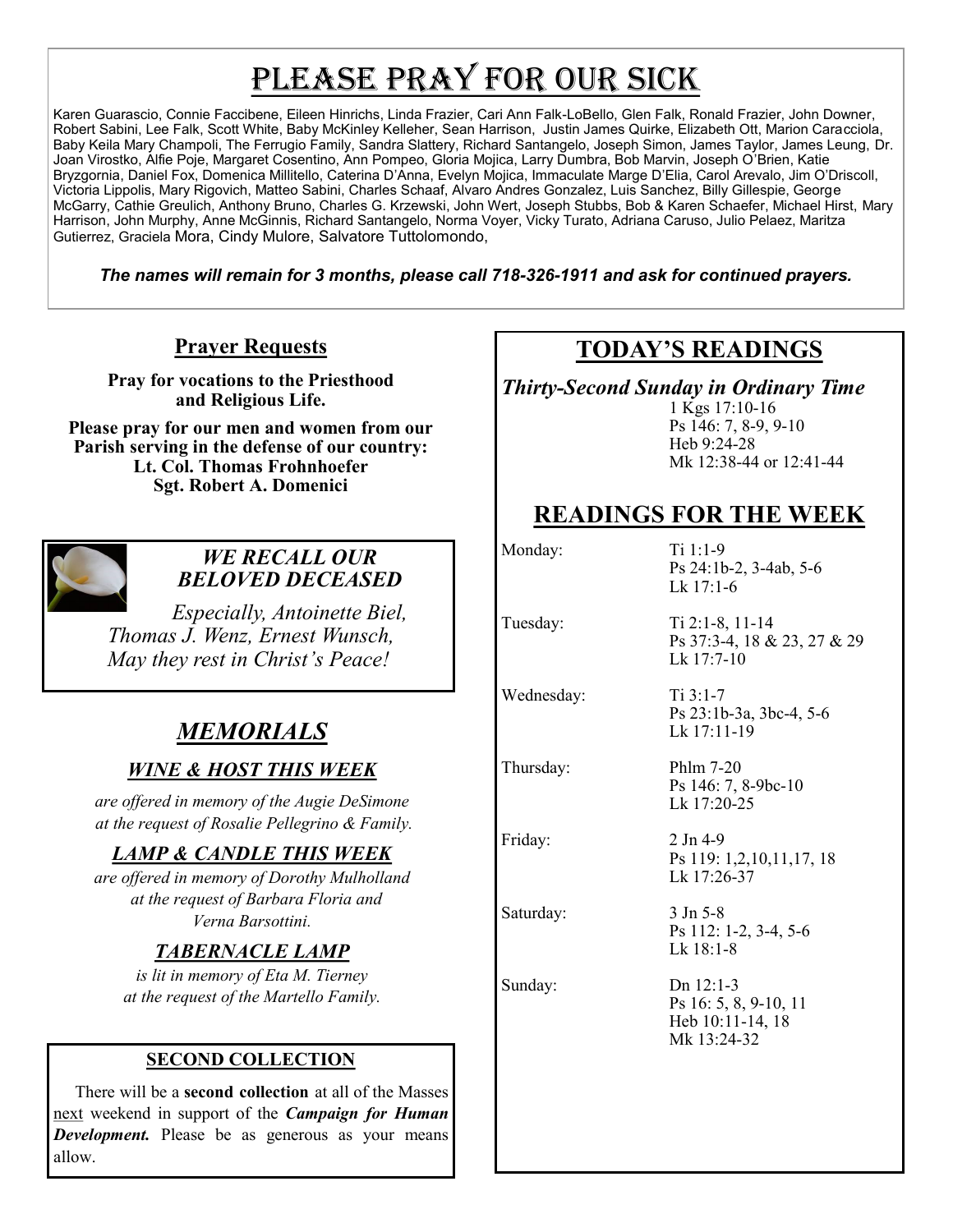# Please Pray for our Sick

Karen Guarascio, Connie Faccibene, Eileen Hinrichs, Linda Frazier, Cari Ann Falk-LoBello, Glen Falk, Ronald Frazier, John Downer, Robert Sabini, Lee Falk, Scott White, Baby McKinley Kelleher, Sean Harrison, Justin James Quirke, Elizabeth Ott, Marion Caracciola, Baby Keila Mary Champoli, The Ferrugio Family, Sandra Slattery, Richard Santangelo, Joseph Simon, James Taylor, James Leung, Dr. Joan Virostko, Alfie Poje, Margaret Cosentino, Ann Pompeo, Gloria Mojica, Larry Dumbra, Bob Marvin, Joseph O'Brien, Katie Bryzgornia, Daniel Fox, Domenica Millitello, Caterina D'Anna, Evelyn Mojica, Immaculate Marge D'Elia, Carol Arevalo, Jim O'Driscoll, Victoria Lippolis, Mary Rigovich, Matteo Sabini, Charles Schaaf, Alvaro Andres Gonzalez, Luis Sanchez, Billy Gillespie, George McGarry, Cathie Greulich, Anthony Bruno, Charles G. Krzewski, John Wert, Joseph Stubbs, Bob & Karen Schaefer, Michael Hirst, Mary Harrison, John Murphy, Anne McGinnis, Richard Santangelo, Norma Voyer, Vicky Turato, Adriana Caruso, Julio Pelaez, Maritza Gutierrez, Graciela Mora, Cindy Mulore, Salvatore Tuttolomondo,

***The names will remain for 3 months, please call 718-326-1911 and ask for continued prayers.***

## Prayer Requests

**Pray for vocations to the Priesthood and Religious Life.**

**Please pray for our men and women from our Parish serving in the defense of our country:**
**Lt. Col. Thomas Frohnhoefer**
**Sgt. Robert A. Domenici**

### *WE RECALL OUR BELOVED DECEASED*

*Especially, Antoinette Biel, Thomas J. Wenz, Ernest Wunsch, May they rest in Christ's Peace!*

## *MEMORIALS*

### *WINE & HOST THIS WEEK*

*are offered in memory of the Augie DeSimone at the request of Rosalie Pellegrino & Family.*

### *LAMP & CANDLE THIS WEEK*

*are offered in memory of Dorothy Mulholland at the request of Barbara Floria and Verna Barsottini.*

### *TABERNACLE LAMP*

*is lit in memory of Eta M. Tierney at the request of the Martello Family.*

### SECOND COLLECTION

There will be a **second collection** at all of the Masses next weekend in support of the ***Campaign for Human Development.*** Please be as generous as your means allow.

## TODAY'S READINGS

***Thirty-Second Sunday in Ordinary Time***
1 Kgs 17:10-16
Ps 146: 7, 8-9, 9-10
Heb 9:24-28
Mk 12:38-44 or 12:41-44

## READINGS FOR THE WEEK

| | |
|---|---|
| Monday: | Ti 1:1-9<br>Ps 24:1b-2, 3-4ab, 5-6<br>Lk 17:1-6 |
| Tuesday: | Ti 2:1-8, 11-14<br>Ps 37:3-4, 18 & 23, 27 & 29<br>Lk 17:7-10 |
| Wednesday: | Ti 3:1-7<br>Ps 23:1b-3a, 3bc-4, 5-6<br>Lk 17:11-19 |
| Thursday: | Phlm 7-20<br>Ps 146: 7, 8-9bc-10<br>Lk 17:20-25 |
| Friday: | 2 Jn 4-9<br>Ps 119: 1,2,10,11,17, 18<br>Lk 17:26-37 |
| Saturday: | 3 Jn 5-8<br>Ps 112: 1-2, 3-4, 5-6<br>Lk 18:1-8 |
| Sunday: | Dn 12:1-3<br>Ps 16: 5, 8, 9-10, 11<br>Heb 10:11-14, 18<br>Mk 13:24-32 |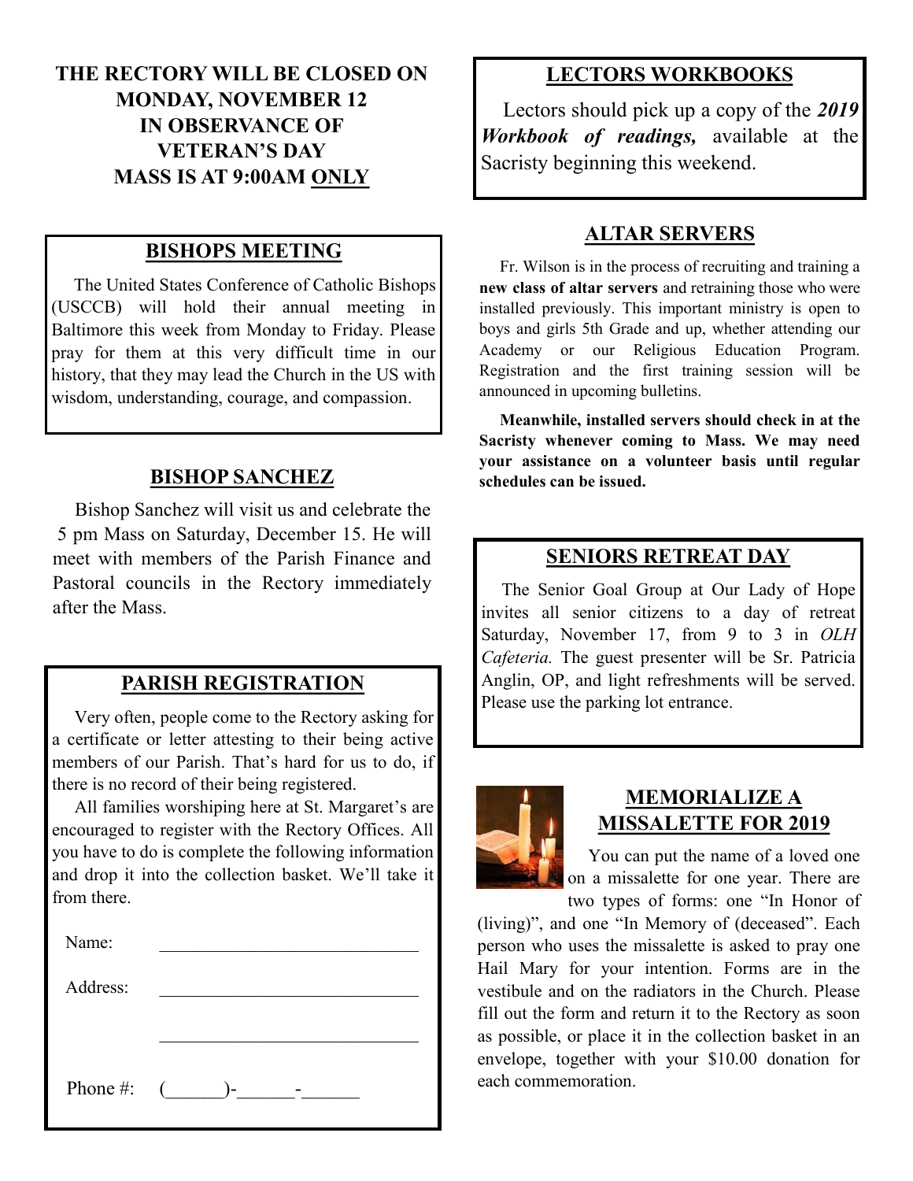**THE RECTORY WILL BE CLOSED ON MONDAY, NOVEMBER 12 IN OBSERVANCE OF VETERAN'S DAY MASS IS AT 9:00AM ONLY**

## BISHOPS MEETING

The United States Conference of Catholic Bishops (USCCB) will hold their annual meeting in Baltimore this week from Monday to Friday. Please pray for them at this very difficult time in our history, that they may lead the Church in the US with wisdom, understanding, courage, and compassion.

## BISHOP SANCHEZ

Bishop Sanchez will visit us and celebrate the 5 pm Mass on Saturday, December 15. He will meet with members of the Parish Finance and Pastoral councils in the Rectory immediately after the Mass.

## PARISH REGISTRATION

Very often, people come to the Rectory asking for a certificate or letter attesting to their being active members of our Parish. That's hard for us to do, if there is no record of their being registered.

All families worshiping here at St. Margaret's are encouraged to register with the Rectory Offices. All you have to do is complete the following information and drop it into the collection basket. We'll take it from there.

Name: ____________________________

Address: ____________________________

____________________________

Phone #: (______)-______-______

## LECTORS WORKBOOKS

Lectors should pick up a copy of the ***2019 Workbook of readings,*** available at the Sacristy beginning this weekend.

## ALTAR SERVERS

Fr. Wilson is in the process of recruiting and training a **new class of altar servers** and retraining those who were installed previously. This important ministry is open to boys and girls 5th Grade and up, whether attending our Academy or our Religious Education Program. Registration and the first training session will be announced in upcoming bulletins.

**Meanwhile, installed servers should check in at the Sacristy whenever coming to Mass. We may need your assistance on a volunteer basis until regular schedules can be issued.**

## SENIORS RETREAT DAY

The Senior Goal Group at Our Lady of Hope invites all senior citizens to a day of retreat Saturday, November 17, from 9 to 3 in *OLH Cafeteria.* The guest presenter will be Sr. Patricia Anglin, OP, and light refreshments will be served. Please use the parking lot entrance.

## MEMORIALIZE A MISSALETTE FOR 2019

You can put the name of a loved one on a missalette for one year. There are two types of forms: one "In Honor of (living)", and one "In Memory of (deceased". Each person who uses the missalette is asked to pray one Hail Mary for your intention. Forms are in the vestibule and on the radiators in the Church. Please fill out the form and return it to the Rectory as soon as possible, or place it in the collection basket in an envelope, together with your $10.00 donation for each commemoration.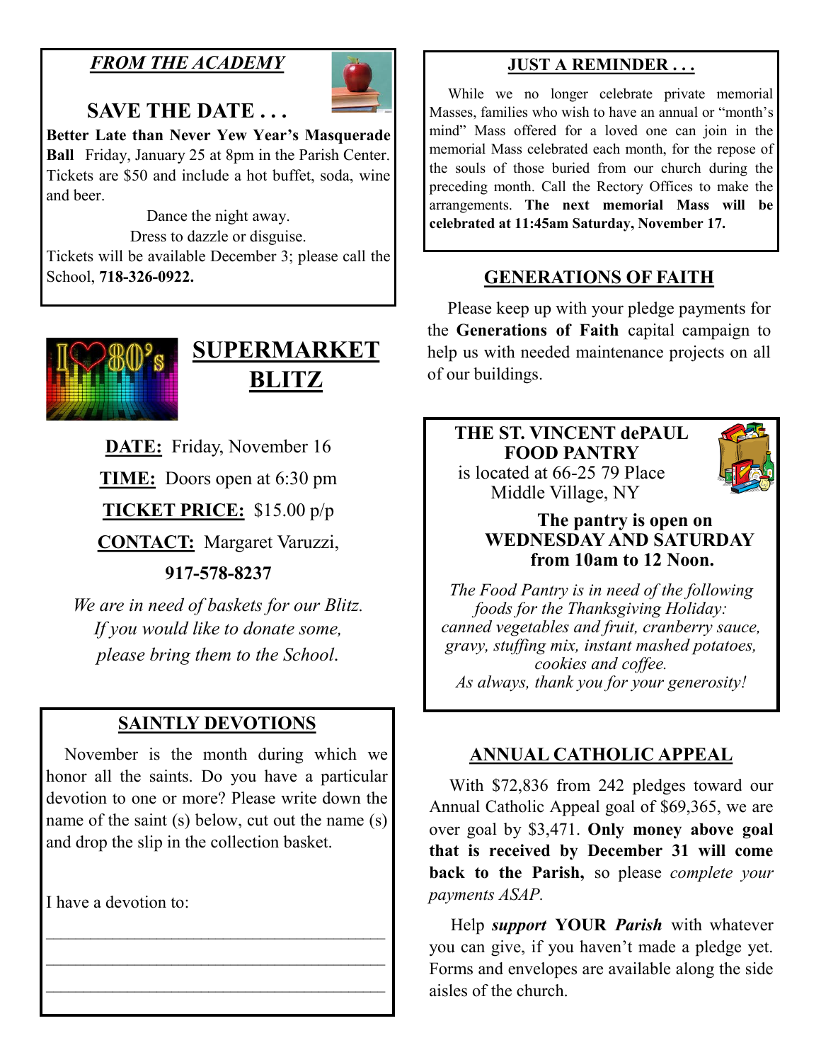## *FROM THE ACADEMY*

### SAVE THE DATE . . .

**Better Late than Never Yew Year's Masquerade Ball** Friday, January 25 at 8pm in the Parish Center. Tickets are $50 and include a hot buffet, soda, wine and beer.

Dance the night away.
Dress to dazzle or disguise.

Tickets will be available December 3; please call the School, **718-326-0922.**

## SUPERMARKET BLITZ

**DATE:** Friday, November 16

**TIME:** Doors open at 6:30 pm

**TICKET PRICE:** $15.00 p/p

**CONTACT:** Margaret Varuzzi,

**917-578-8237**

*We are in need of baskets for our Blitz. If you would like to donate some, please bring them to the School.*

## SAINTLY DEVOTIONS

November is the month during which we honor all the saints. Do you have a particular devotion to one or more? Please write down the name of the saint (s) below, cut out the name (s) and drop the slip in the collection basket.

I have a devotion to:

\_\_\_\_\_\_\_\_\_\_\_\_\_\_\_\_\_\_\_\_\_\_\_\_\_\_\_\_\_\_\_\_\_\_\_\_\_\_\_\_

\_\_\_\_\_\_\_\_\_\_\_\_\_\_\_\_\_\_\_\_\_\_\_\_\_\_\_\_\_\_\_\_\_\_\_\_\_\_\_\_

\_\_\_\_\_\_\_\_\_\_\_\_\_\_\_\_\_\_\_\_\_\_\_\_\_\_\_\_\_\_\_\_\_\_\_\_\_\_\_\_

## JUST A REMINDER . . .

While we no longer celebrate private memorial Masses, families who wish to have an annual or "month's mind" Mass offered for a loved one can join in the memorial Mass celebrated each month, for the repose of the souls of those buried from our church during the preceding month. Call the Rectory Offices to make the arrangements. **The next memorial Mass will be celebrated at 11:45am Saturday, November 17.**

## GENERATIONS OF FAITH

Please keep up with your pledge payments for the **Generations of Faith** capital campaign to help us with needed maintenance projects on all of our buildings.

## THE ST. VINCENT dePAUL FOOD PANTRY

is located at 66-25 79 Place
Middle Village, NY

**The pantry is open on WEDNESDAY AND SATURDAY from 10am to 12 Noon.**

*The Food Pantry is in need of the following foods for the Thanksgiving Holiday: canned vegetables and fruit, cranberry sauce, gravy, stuffing mix, instant mashed potatoes, cookies and coffee.*
*As always, thank you for your generosity!*

## ANNUAL CATHOLIC APPEAL

With $72,836 from 242 pledges toward our Annual Catholic Appeal goal of $69,365, we are over goal by $3,471. **Only money above goal that is received by December 31 will come back to the Parish,** so please *complete your payments ASAP.*

Help ***support*** **YOUR *Parish*** with whatever you can give, if you haven't made a pledge yet. Forms and envelopes are available along the side aisles of the church.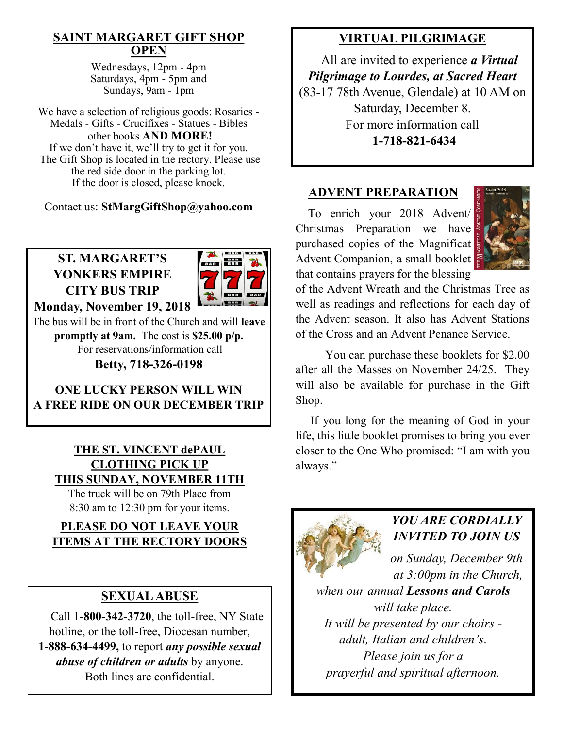## SAINT MARGARET GIFT SHOP OPEN

Wednesdays, 12pm - 4pm
Saturdays, 4pm - 5pm and
Sundays, 9am - 1pm

We have a selection of religious goods: Rosaries - Medals - Gifts - Crucifixes - Statues - Bibles other books **AND MORE!**
If we don't have it, we'll try to get it for you.
The Gift Shop is located in the rectory. Please use the red side door in the parking lot.
If the door is closed, please knock.

Contact us: **StMargGiftShop@yahoo.com**

## ST. MARGARET'S YONKERS EMPIRE CITY BUS TRIP

**Monday, November 19, 2018**

The bus will be in front of the Church and will **leave promptly at 9am.** The cost is **$25.00 p/p.**
For reservations/information call
**Betty, 718-326-0198**

**ONE LUCKY PERSON WILL WIN A FREE RIDE ON OUR DECEMBER TRIP**

## THE ST. VINCENT dePAUL CLOTHING PICK UP THIS SUNDAY, NOVEMBER 11TH

The truck will be on 79th Place from 8:30 am to 12:30 pm for your items.

**PLEASE DO NOT LEAVE YOUR ITEMS AT THE RECTORY DOORS**

## SEXUAL ABUSE

Call 1**-800-342-3720**, the toll-free, NY State hotline, or the toll-free, Diocesan number, **1-888-634-4499,** to report ***any possible sexual abuse of children or adults*** by anyone. Both lines are confidential.

## VIRTUAL PILGRIMAGE

All are invited to experience ***a Virtual Pilgrimage to Lourdes, at Sacred Heart*** (83-17 78th Avenue, Glendale) at 10 AM on Saturday, December 8.
For more information call
**1-718-821-6434**

## ADVENT PREPARATION

To enrich your 2018 Advent/Christmas Preparation we have purchased copies of the Magnificat Advent Companion, a small booklet that contains prayers for the blessing of the Advent Wreath and the Christmas Tree as well as readings and reflections for each day of the Advent season. It also has Advent Stations of the Cross and an Advent Penance Service.

You can purchase these booklets for $2.00 after all the Masses on November 24/25. They will also be available for purchase in the Gift Shop.

If you long for the meaning of God in your life, this little booklet promises to bring you ever closer to the One Who promised: "I am with you always."

***YOU ARE CORDIALLY INVITED TO JOIN US***

*on Sunday, December 9th at 3:00pm in the Church, when our annual **Lessons and Carols** will take place.*
*It will be presented by our choirs - adult, Italian and children's.*
*Please join us for a prayerful and spiritual afternoon.*